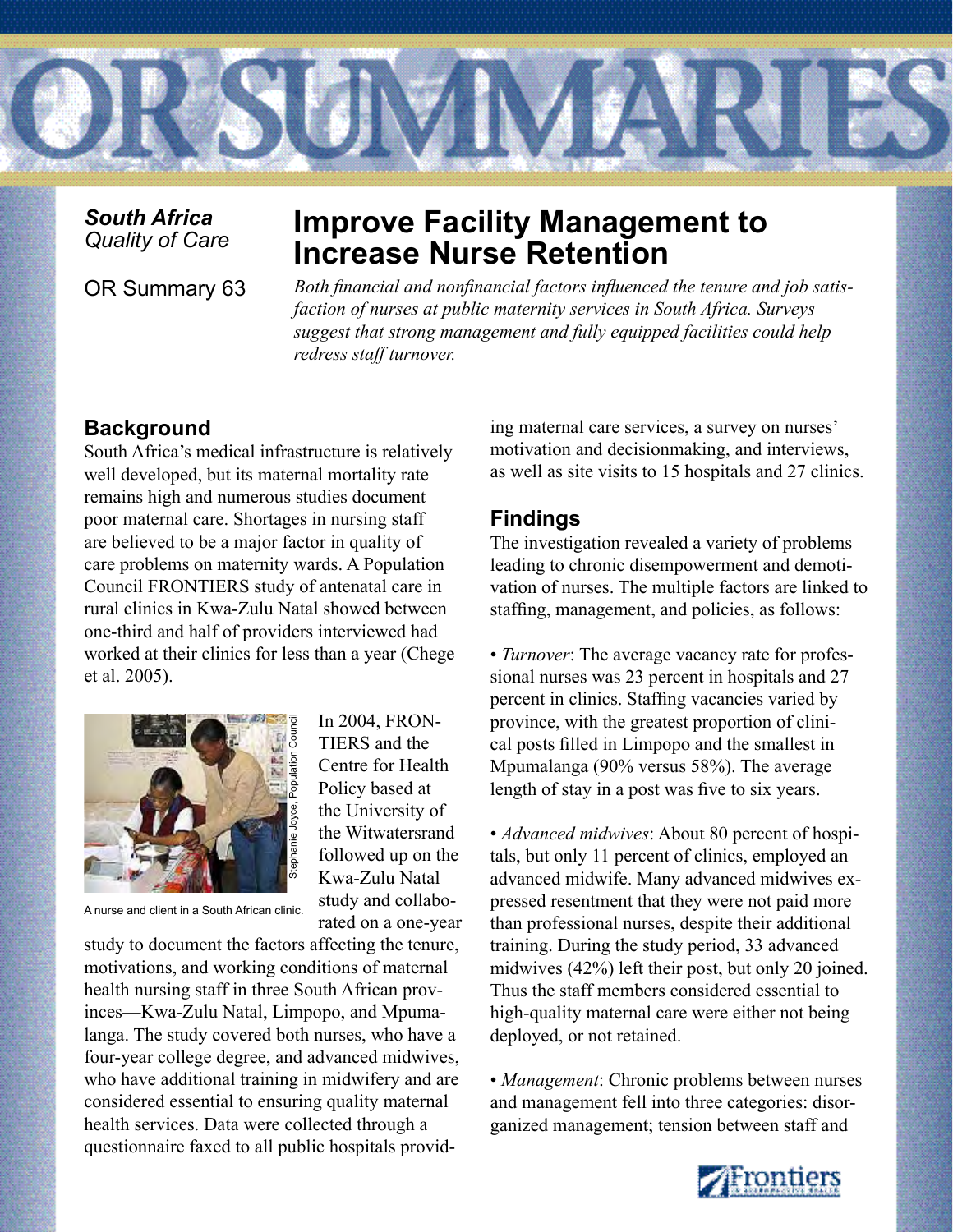**South Africa**
*Quality of Care*

OR Summary 63

# Improve Facility Management to Increase Nurse Retention

*Both financial and nonfinancial factors influenced the tenure and job satisfaction of nurses at public maternity services in South Africa. Surveys suggest that strong management and fully equipped facilities could help redress staff turnover.*

## Background

South Africa's medical infrastructure is relatively well developed, but its maternal mortality rate remains high and numerous studies document poor maternal care. Shortages in nursing staff are believed to be a major factor in quality of care problems on maternity wards. A Population Council FRONTIERS study of antenatal care in rural clinics in Kwa-Zulu Natal showed between one-third and half of providers interviewed had worked at their clinics for less than a year (Chege et al. 2005).

A nurse and client in a South African clinic.

In 2004, FRONTIERS and the Centre for Health Policy based at the University of the Witwatersrand followed up on the Kwa-Zulu Natal study and collaborated on a one-year study to document the factors affecting the tenure, motivations, and working conditions of maternal health nursing staff in three South African provinces—Kwa-Zulu Natal, Limpopo, and Mpumalanga. The study covered both nurses, who have a four-year college degree, and advanced midwives, who have additional training in midwifery and are considered essential to ensuring quality maternal health services. Data were collected through a questionnaire faxed to all public hospitals providing maternal care services, a survey on nurses' motivation and decisionmaking, and interviews, as well as site visits to 15 hospitals and 27 clinics.

## Findings

The investigation revealed a variety of problems leading to chronic disempowerment and demotivation of nurses. The multiple factors are linked to staffing, management, and policies, as follows:

- *Turnover*: The average vacancy rate for professional nurses was 23 percent in hospitals and 27 percent in clinics. Staffing vacancies varied by province, with the greatest proportion of clinical posts filled in Limpopo and the smallest in Mpumalanga (90% versus 58%). The average length of stay in a post was five to six years.

- *Advanced midwives*: About 80 percent of hospitals, but only 11 percent of clinics, employed an advanced midwife. Many advanced midwives expressed resentment that they were not paid more than professional nurses, despite their additional training. During the study period, 33 advanced midwives (42%) left their post, but only 20 joined. Thus the staff members considered essential to high-quality maternal care were either not being deployed, or not retained.

- *Management*: Chronic problems between nurses and management fell into three categories: disorganized management; tension between staff and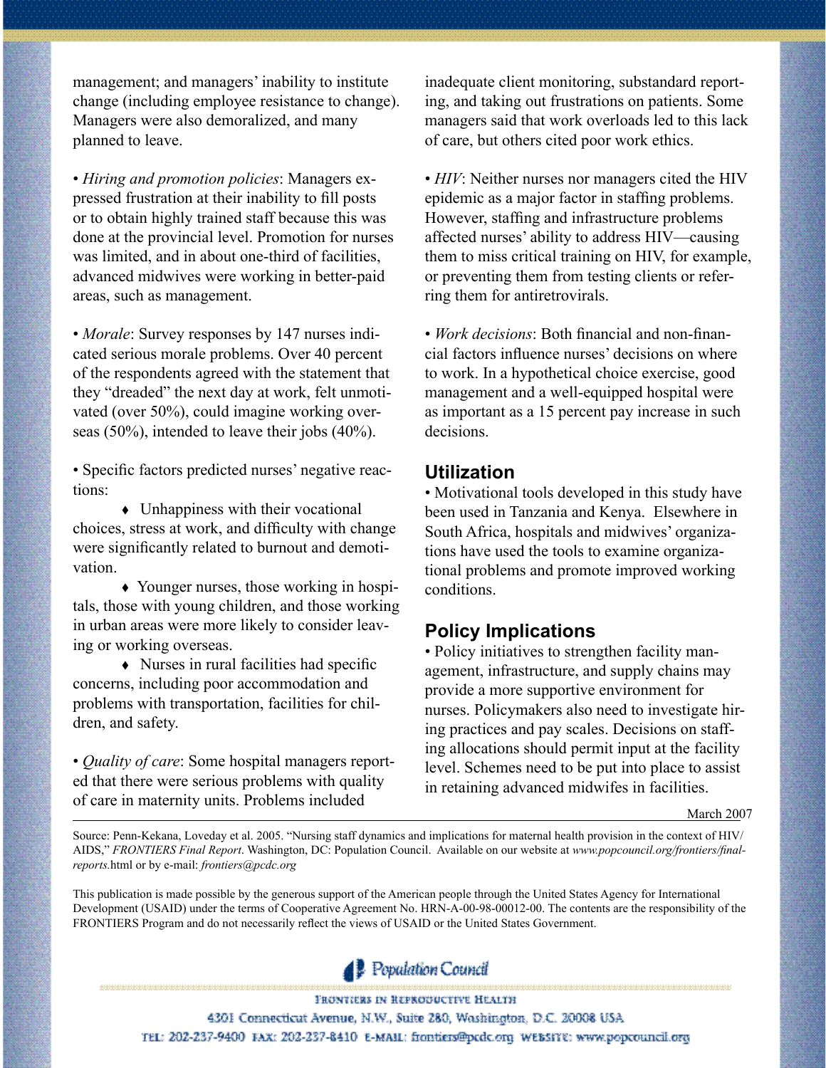management; and managers' inability to institute change (including employee resistance to change). Managers were also demoralized, and many planned to leave.

• *Hiring and promotion policies*: Managers expressed frustration at their inability to fill posts or to obtain highly trained staff because this was done at the provincial level. Promotion for nurses was limited, and in about one-third of facilities, advanced midwives were working in better-paid areas, such as management.

• *Morale*: Survey responses by 147 nurses indicated serious morale problems. Over 40 percent of the respondents agreed with the statement that they "dreaded" the next day at work, felt unmotivated (over 50%), could imagine working overseas (50%), intended to leave their jobs (40%).

• Specific factors predicted nurses' negative reactions:

♦ Unhappiness with their vocational choices, stress at work, and difficulty with change were significantly related to burnout and demotivation.

♦ Younger nurses, those working in hospitals, those with young children, and those working in urban areas were more likely to consider leaving or working overseas.

♦ Nurses in rural facilities had specific concerns, including poor accommodation and problems with transportation, facilities for children, and safety.

• *Quality of care*: Some hospital managers reported that there were serious problems with quality of care in maternity units. Problems included inadequate client monitoring, substandard reporting, and taking out frustrations on patients. Some managers said that work overloads led to this lack of care, but others cited poor work ethics.

• *HIV*: Neither nurses nor managers cited the HIV epidemic as a major factor in staffing problems. However, staffing and infrastructure problems affected nurses' ability to address HIV—causing them to miss critical training on HIV, for example, or preventing them from testing clients or referring them for antiretrovirals.

• *Work decisions*: Both financial and non-financial factors influence nurses' decisions on where to work. In a hypothetical choice exercise, good management and a well-equipped hospital were as important as a 15 percent pay increase in such decisions.

## Utilization

• Motivational tools developed in this study have been used in Tanzania and Kenya. Elsewhere in South Africa, hospitals and midwives' organizations have used the tools to examine organizational problems and promote improved working conditions.

## Policy Implications

• Policy initiatives to strengthen facility management, infrastructure, and supply chains may provide a more supportive environment for nurses. Policymakers also need to investigate hiring practices and pay scales. Decisions on staffing allocations should permit input at the facility level. Schemes need to be put into place to assist in retaining advanced midwifes in facilities.

March 2007

Source: Penn-Kekana, Loveday et al. 2005. "Nursing staff dynamics and implications for maternal health provision in the context of HIV/AIDS," *FRONTIERS Final Report*. Washington, DC: Population Council. Available on our website at *www.popcouncil.org/frontiers/finalreports.*html or by e-mail: *frontiers@pcdc.org*

This publication is made possible by the generous support of the American people through the United States Agency for International Development (USAID) under the terms of Cooperative Agreement No. HRN-A-00-98-00012-00. The contents are the responsibility of the FRONTIERS Program and do not necessarily reflect the views of USAID or the United States Government.

Population Council

FRONTIERS IN REPRODUCTIVE HEALTH

4301 Connecticut Avenue, N.W., Suite 280, Washington, D.C. 20008 USA

TEL: 202-237-9400 FAX: 202-237-8410 E-MAIL: frontiers@pcdc.org WEBSITE: www.popcouncil.org